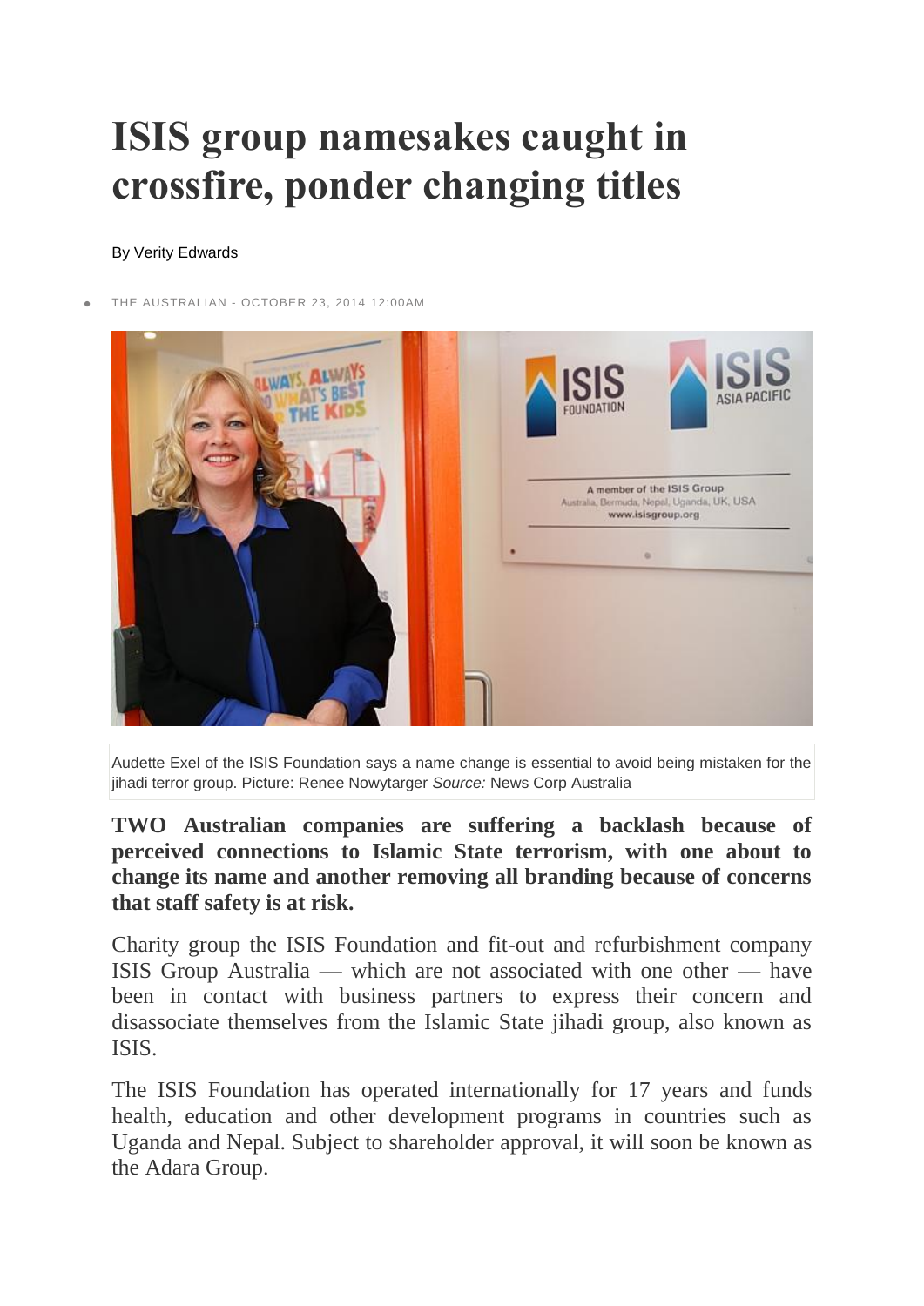# ISIS group namesakes caught in crossfire, ponder changing titles

By Verity Edwards

- THE AUSTRALIAN - OCTOBER 23, 2014 12:00AM

Audette Exel of the ISIS Foundation says a name change is essential to avoid being mistaken for the jihadi terror group. Picture: Renee Nowytarger *Source:* News Corp Australia

**TWO Australian companies are suffering a backlash because of perceived connections to Islamic State terrorism, with one about to change its name and another removing all branding because of concerns that staff safety is at risk.**

Charity group the ISIS Foundation and fit-out and refurbishment company ISIS Group Australia — which are not associated with one other — have been in contact with business partners to express their concern and disassociate themselves from the Islamic State jihadi group, also known as ISIS.

The ISIS Foundation has operated internationally for 17 years and funds health, education and other development programs in countries such as Uganda and Nepal. Subject to shareholder approval, it will soon be known as the Adara Group.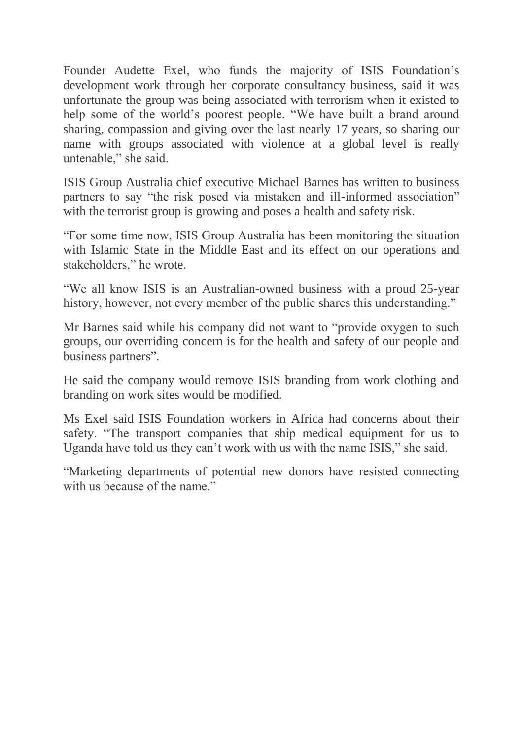Founder Audette Exel, who funds the majority of ISIS Foundation's development work through her corporate consultancy business, said it was unfortunate the group was being associated with terrorism when it existed to help some of the world's poorest people. "We have built a brand around sharing, compassion and giving over the last nearly 17 years, so sharing our name with groups associated with violence at a global level is really untenable," she said.

ISIS Group Australia chief executive Michael Barnes has written to business partners to say "the risk posed via mistaken and ill-informed association" with the terrorist group is growing and poses a health and safety risk.

"For some time now, ISIS Group Australia has been monitoring the situation with Islamic State in the Middle East and its effect on our operations and stakeholders," he wrote.

"We all know ISIS is an Australian-owned business with a proud 25-year history, however, not every member of the public shares this understanding."

Mr Barnes said while his company did not want to "provide oxygen to such groups, our overriding concern is for the health and safety of our people and business partners".

He said the company would remove ISIS branding from work clothing and branding on work sites would be modified.

Ms Exel said ISIS Foundation workers in Africa had concerns about their safety. "The transport companies that ship medical equipment for us to Uganda have told us they can't work with us with the name ISIS," she said.

"Marketing departments of potential new donors have resisted connecting with us because of the name."